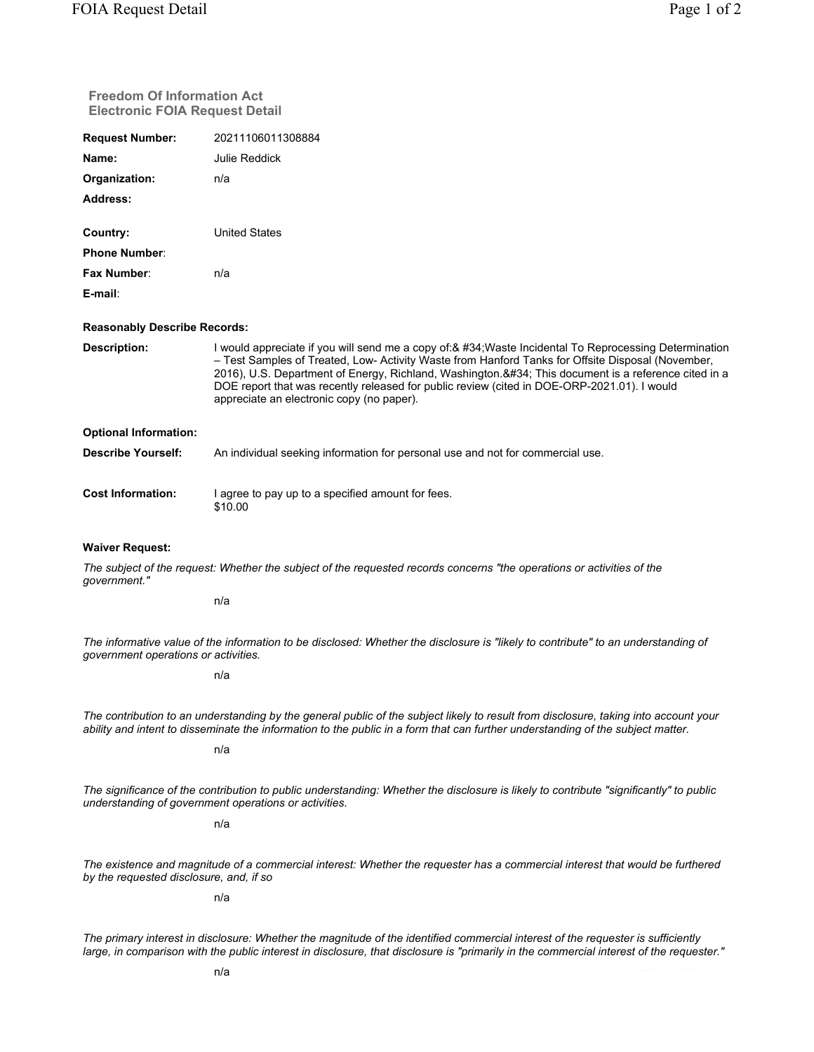## Freedom Of Information Act
## Electronic FOIA Request Detail

| | |
|---|---|
| **Request Number:** | 20211106011308884 |
| **Name:** | Julie Reddick |
| **Organization:** | n/a |
| **Address:** | |
| **Country:** | United States |
| **Phone Number:** | |
| **Fax Number:** | n/a |
| **E-mail:** | |

**Reasonably Describe Records:**

**Description:** I would appreciate if you will send me a copy of:& #34;Waste Incidental To Reprocessing Determination – Test Samples of Treated, Low- Activity Waste from Hanford Tanks for Offsite Disposal (November, 2016), U.S. Department of Energy, Richland, Washington.&#34; This document is a reference cited in a DOE report that was recently released for public review (cited in DOE-ORP-2021.01). I would appreciate an electronic copy (no paper).

**Optional Information:**

**Describe Yourself:** An individual seeking information for personal use and not for commercial use.

**Cost Information:** I agree to pay up to a specified amount for fees.
$10.00

**Waiver Request:**

*The subject of the request: Whether the subject of the requested records concerns "the operations or activities of the government."*

n/a

*The informative value of the information to be disclosed: Whether the disclosure is "likely to contribute" to an understanding of government operations or activities.*

n/a

*The contribution to an understanding by the general public of the subject likely to result from disclosure, taking into account your ability and intent to disseminate the information to the public in a form that can further understanding of the subject matter.*

n/a

*The significance of the contribution to public understanding: Whether the disclosure is likely to contribute "significantly" to public understanding of government operations or activities.*

n/a

*The existence and magnitude of a commercial interest: Whether the requester has a commercial interest that would be furthered by the requested disclosure, and, if so*

n/a

*The primary interest in disclosure: Whether the magnitude of the identified commercial interest of the requester is sufficiently large, in comparison with the public interest in disclosure, that disclosure is "primarily in the commercial interest of the requester."*

n/a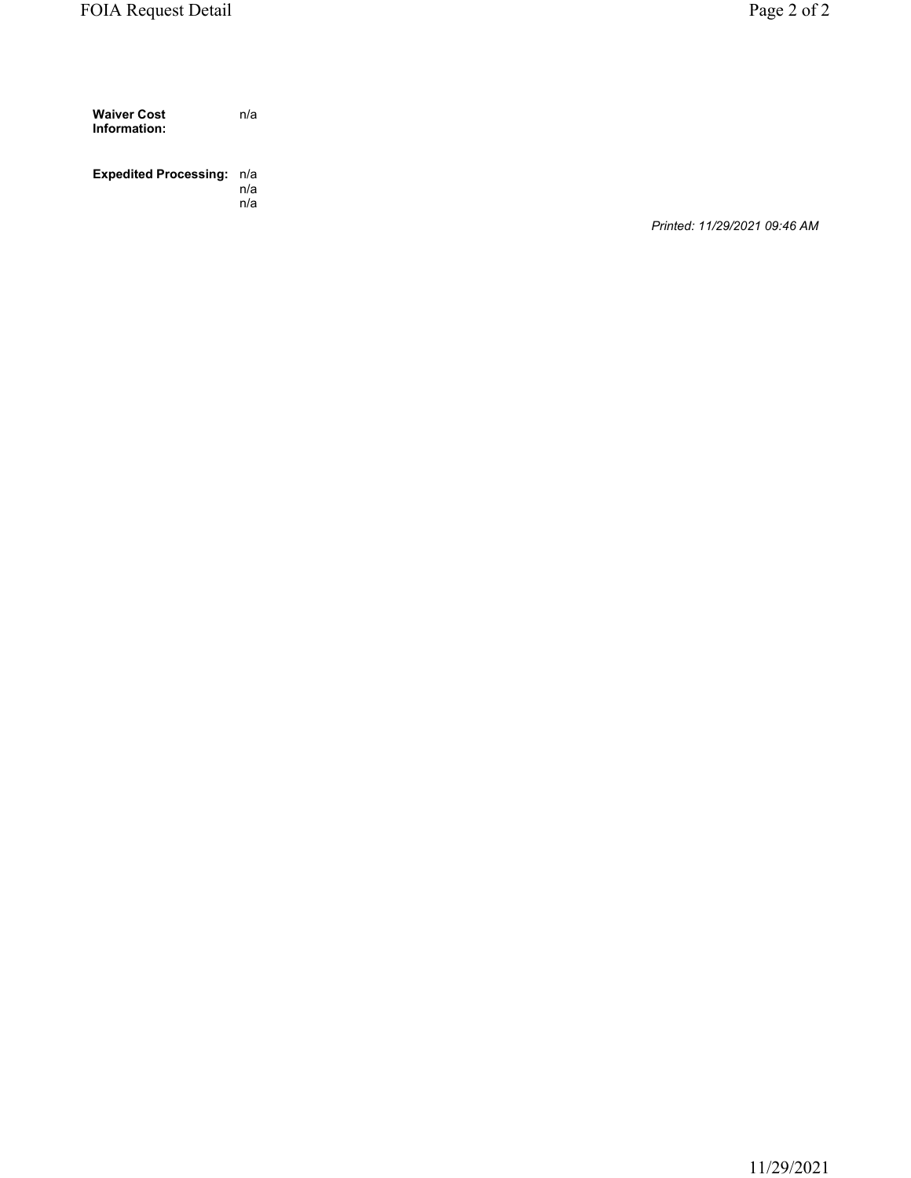**Waiver Cost Information:** n/a

**Expedited Processing:** n/a
n/a
n/a

*Printed: 11/29/2021 09:46 AM*